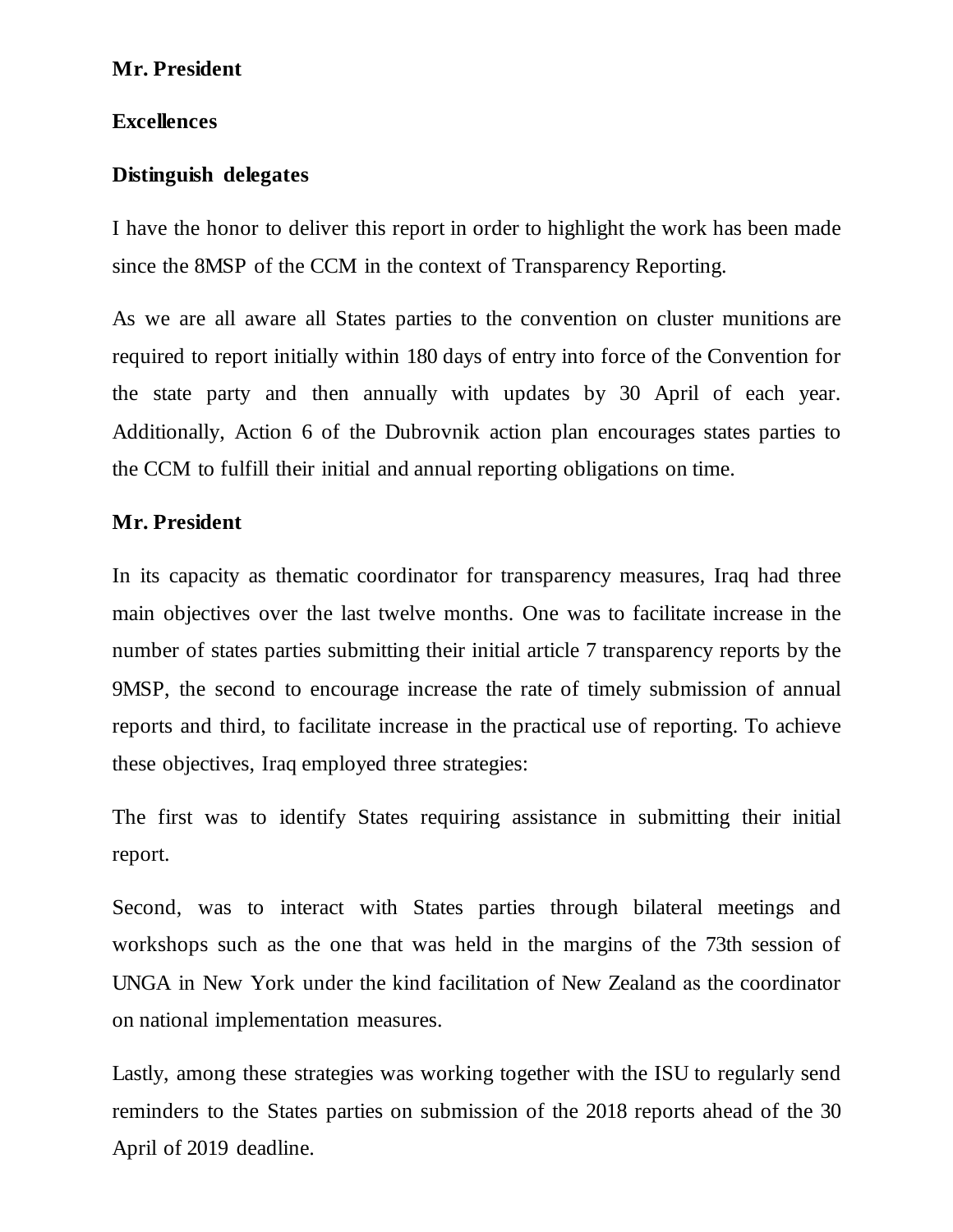**Mr. President**

**Excellences**

**Distinguish delegates**

I have the honor to deliver this report in order to highlight the work has been made since the 8MSP of the CCM in the context of Transparency Reporting.

As we are all aware all States parties to the convention on cluster munitions are required to report initially within 180 days of entry into force of the Convention for the state party and then annually with updates by 30 April of each year. Additionally, Action 6 of the Dubrovnik action plan encourages states parties to the CCM to fulfill their initial and annual reporting obligations on time.

**Mr. President**

In its capacity as thematic coordinator for transparency measures, Iraq had three main objectives over the last twelve months. One was to facilitate increase in the number of states parties submitting their initial article 7 transparency reports by the 9MSP, the second to encourage increase the rate of timely submission of annual reports and third, to facilitate increase in the practical use of reporting. To achieve these objectives, Iraq employed three strategies:

The first was to identify States requiring assistance in submitting their initial report.

Second, was to interact with States parties through bilateral meetings and workshops such as the one that was held in the margins of the 73th session of UNGA in New York under the kind facilitation of New Zealand as the coordinator on national implementation measures.

Lastly, among these strategies was working together with the ISU to regularly send reminders to the States parties on submission of the 2018 reports ahead of the 30 April of 2019 deadline.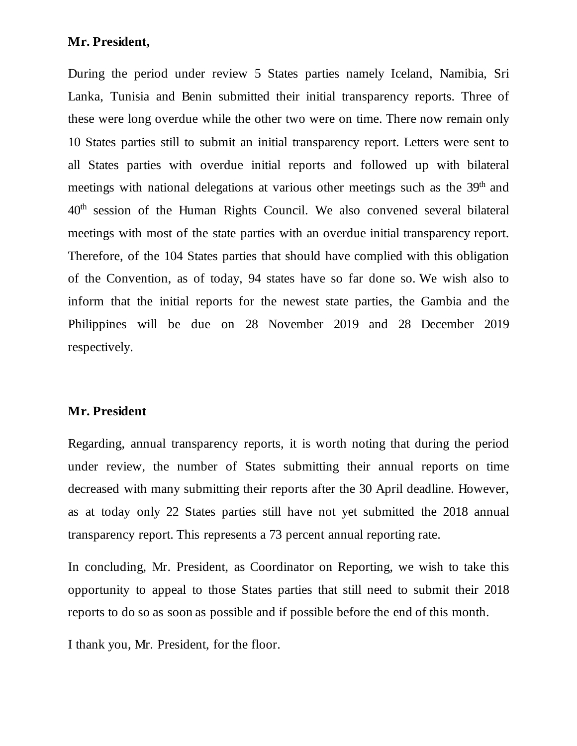**Mr. President,**

During the period under review 5 States parties namely Iceland, Namibia, Sri Lanka, Tunisia and Benin submitted their initial transparency reports. Three of these were long overdue while the other two were on time. There now remain only 10 States parties still to submit an initial transparency report. Letters were sent to all States parties with overdue initial reports and followed up with bilateral meetings with national delegations at various other meetings such as the 39th and 40th session of the Human Rights Council. We also convened several bilateral meetings with most of the state parties with an overdue initial transparency report. Therefore, of the 104 States parties that should have complied with this obligation of the Convention, as of today, 94 states have so far done so. We wish also to inform that the initial reports for the newest state parties, the Gambia and the Philippines will be due on 28 November 2019 and 28 December 2019 respectively.

**Mr. President**

Regarding, annual transparency reports, it is worth noting that during the period under review, the number of States submitting their annual reports on time decreased with many submitting their reports after the 30 April deadline. However, as at today only 22 States parties still have not yet submitted the 2018 annual transparency report. This represents a 73 percent annual reporting rate.

In concluding, Mr. President, as Coordinator on Reporting, we wish to take this opportunity to appeal to those States parties that still need to submit their 2018 reports to do so as soon as possible and if possible before the end of this month.

I thank you, Mr. President, for the floor.